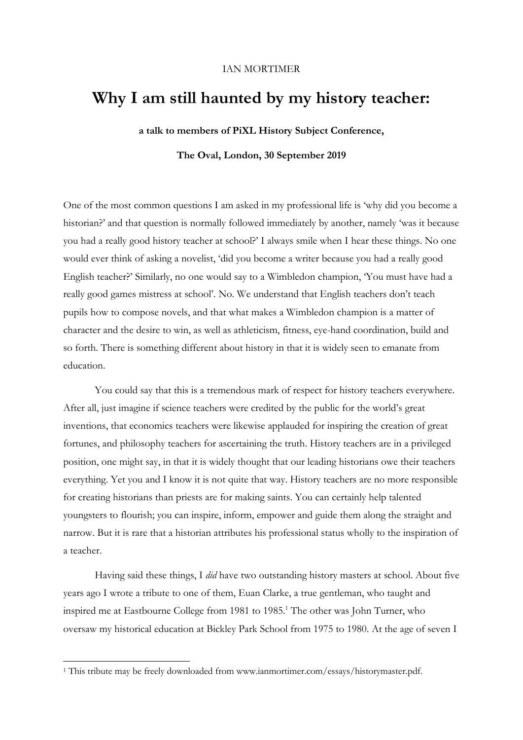IAN MORTIMER

# Why I am still haunted by my history teacher:

**a talk to members of PiXL History Subject Conference,**

**The Oval, London, 30 September 2019**

One of the most common questions I am asked in my professional life is 'why did you become a historian?' and that question is normally followed immediately by another, namely 'was it because you had a really good history teacher at school?' I always smile when I hear these things. No one would ever think of asking a novelist, 'did you become a writer because you had a really good English teacher?' Similarly, no one would say to a Wimbledon champion, 'You must have had a really good games mistress at school'. No. We understand that English teachers don't teach pupils how to compose novels, and that what makes a Wimbledon champion is a matter of character and the desire to win, as well as athleticism, fitness, eye-hand coordination, build and so forth. There is something different about history in that it is widely seen to emanate from education.

You could say that this is a tremendous mark of respect for history teachers everywhere. After all, just imagine if science teachers were credited by the public for the world's great inventions, that economics teachers were likewise applauded for inspiring the creation of great fortunes, and philosophy teachers for ascertaining the truth. History teachers are in a privileged position, one might say, in that it is widely thought that our leading historians owe their teachers everything. Yet you and I know it is not quite that way. History teachers are no more responsible for creating historians than priests are for making saints. You can certainly help talented youngsters to flourish; you can inspire, inform, empower and guide them along the straight and narrow. But it is rare that a historian attributes his professional status wholly to the inspiration of a teacher.

Having said these things, I *did* have two outstanding history masters at school. About five years ago I wrote a tribute to one of them, Euan Clarke, a true gentleman, who taught and inspired me at Eastbourne College from 1981 to 1985.[1] The other was John Turner, who oversaw my historical education at Bickley Park School from 1975 to 1980. At the age of seven I

---

[1] This tribute may be freely downloaded from www.ianmortimer.com/essays/historymaster.pdf.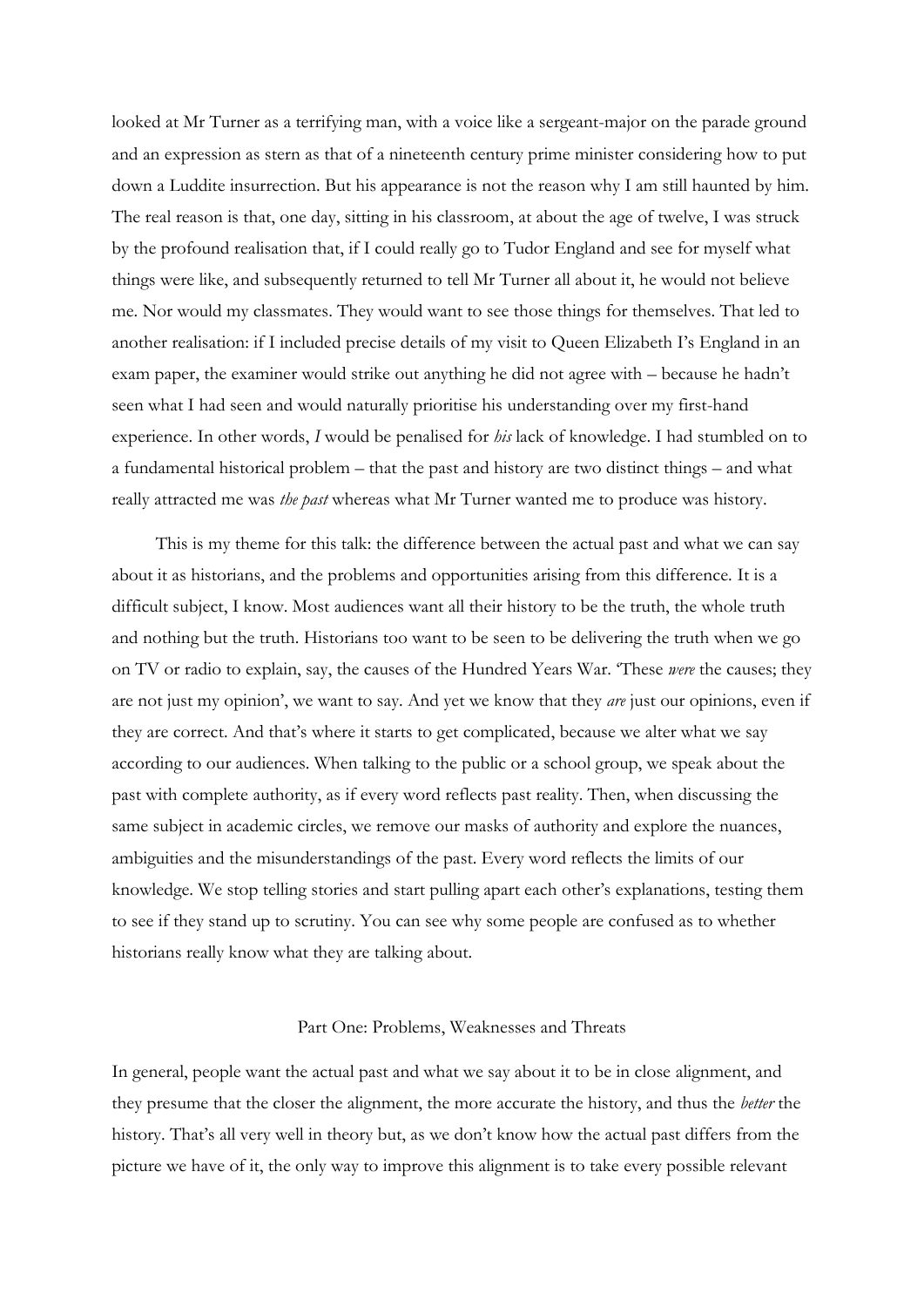looked at Mr Turner as a terrifying man, with a voice like a sergeant-major on the parade ground and an expression as stern as that of a nineteenth century prime minister considering how to put down a Luddite insurrection. But his appearance is not the reason why I am still haunted by him. The real reason is that, one day, sitting in his classroom, at about the age of twelve, I was struck by the profound realisation that, if I could really go to Tudor England and see for myself what things were like, and subsequently returned to tell Mr Turner all about it, he would not believe me. Nor would my classmates. They would want to see those things for themselves. That led to another realisation: if I included precise details of my visit to Queen Elizabeth I's England in an exam paper, the examiner would strike out anything he did not agree with – because he hadn't seen what I had seen and would naturally prioritise his understanding over my first-hand experience. In other words, *I* would be penalised for *his* lack of knowledge. I had stumbled on to a fundamental historical problem – that the past and history are two distinct things – and what really attracted me was *the past* whereas what Mr Turner wanted me to produce was history.

This is my theme for this talk: the difference between the actual past and what we can say about it as historians, and the problems and opportunities arising from this difference. It is a difficult subject, I know. Most audiences want all their history to be the truth, the whole truth and nothing but the truth. Historians too want to be seen to be delivering the truth when we go on TV or radio to explain, say, the causes of the Hundred Years War. 'These *were* the causes; they are not just my opinion', we want to say. And yet we know that they *are* just our opinions, even if they are correct. And that's where it starts to get complicated, because we alter what we say according to our audiences. When talking to the public or a school group, we speak about the past with complete authority, as if every word reflects past reality. Then, when discussing the same subject in academic circles, we remove our masks of authority and explore the nuances, ambiguities and the misunderstandings of the past. Every word reflects the limits of our knowledge. We stop telling stories and start pulling apart each other's explanations, testing them to see if they stand up to scrutiny. You can see why some people are confused as to whether historians really know what they are talking about.

## Part One: Problems, Weaknesses and Threats

In general, people want the actual past and what we say about it to be in close alignment, and they presume that the closer the alignment, the more accurate the history, and thus the *better* the history. That's all very well in theory but, as we don't know how the actual past differs from the picture we have of it, the only way to improve this alignment is to take every possible relevant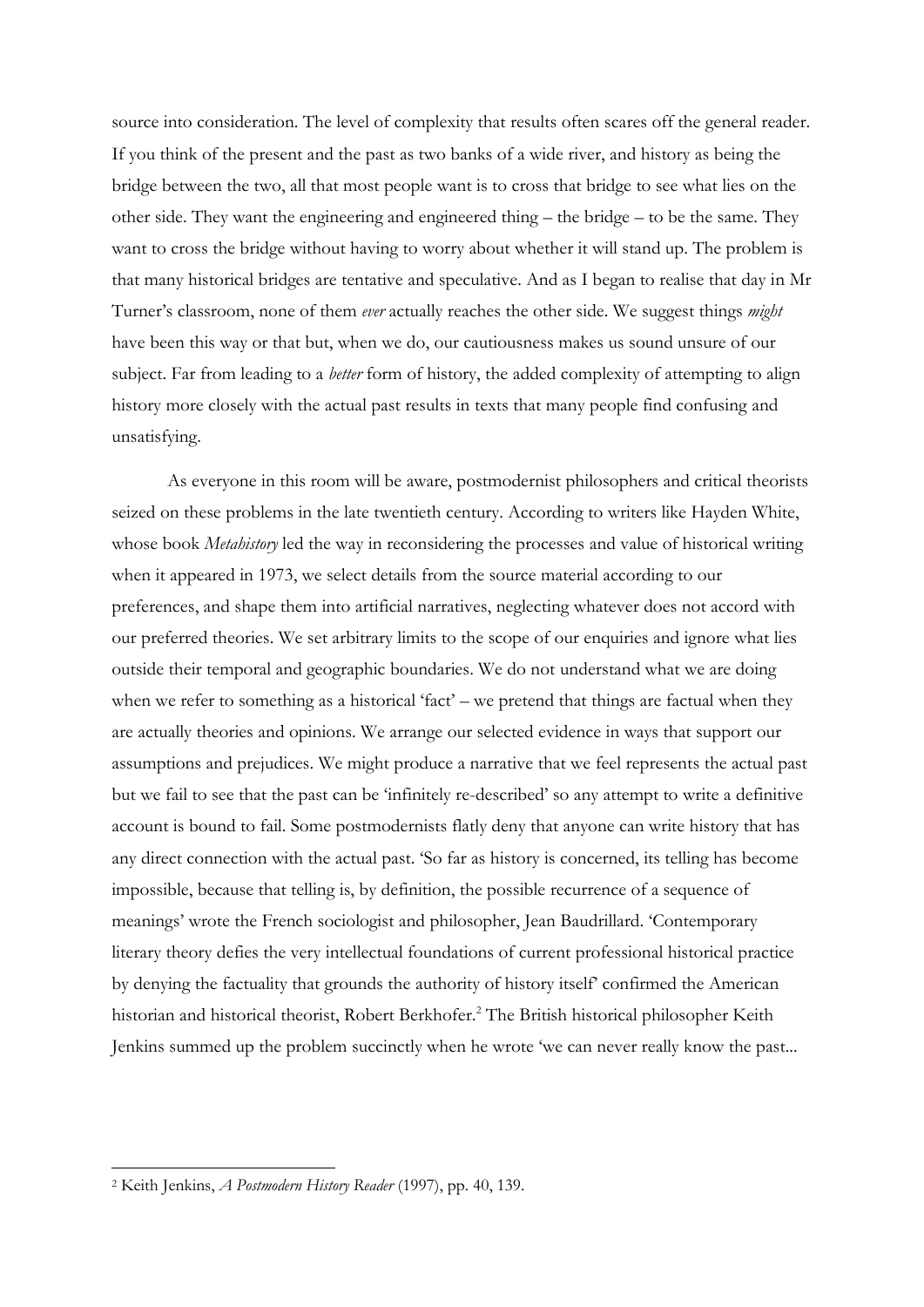source into consideration. The level of complexity that results often scares off the general reader. If you think of the present and the past as two banks of a wide river, and history as being the bridge between the two, all that most people want is to cross that bridge to see what lies on the other side. They want the engineering and engineered thing – the bridge – to be the same. They want to cross the bridge without having to worry about whether it will stand up. The problem is that many historical bridges are tentative and speculative. And as I began to realise that day in Mr Turner's classroom, none of them *ever* actually reaches the other side. We suggest things *might* have been this way or that but, when we do, our cautiousness makes us sound unsure of our subject. Far from leading to a *better* form of history, the added complexity of attempting to align history more closely with the actual past results in texts that many people find confusing and unsatisfying.

As everyone in this room will be aware, postmodernist philosophers and critical theorists seized on these problems in the late twentieth century. According to writers like Hayden White, whose book *Metahistory* led the way in reconsidering the processes and value of historical writing when it appeared in 1973, we select details from the source material according to our preferences, and shape them into artificial narratives, neglecting whatever does not accord with our preferred theories. We set arbitrary limits to the scope of our enquiries and ignore what lies outside their temporal and geographic boundaries. We do not understand what we are doing when we refer to something as a historical 'fact' – we pretend that things are factual when they are actually theories and opinions. We arrange our selected evidence in ways that support our assumptions and prejudices. We might produce a narrative that we feel represents the actual past but we fail to see that the past can be 'infinitely re-described' so any attempt to write a definitive account is bound to fail. Some postmodernists flatly deny that anyone can write history that has any direct connection with the actual past. 'So far as history is concerned, its telling has become impossible, because that telling is, by definition, the possible recurrence of a sequence of meanings' wrote the French sociologist and philosopher, Jean Baudrillard. 'Contemporary literary theory defies the very intellectual foundations of current professional historical practice by denying the factuality that grounds the authority of history itself' confirmed the American historian and historical theorist, Robert Berkhofer.[2] The British historical philosopher Keith Jenkins summed up the problem succinctly when he wrote 'we can never really know the past...

[2] Keith Jenkins, *A Postmodern History Reader* (1997), pp. 40, 139.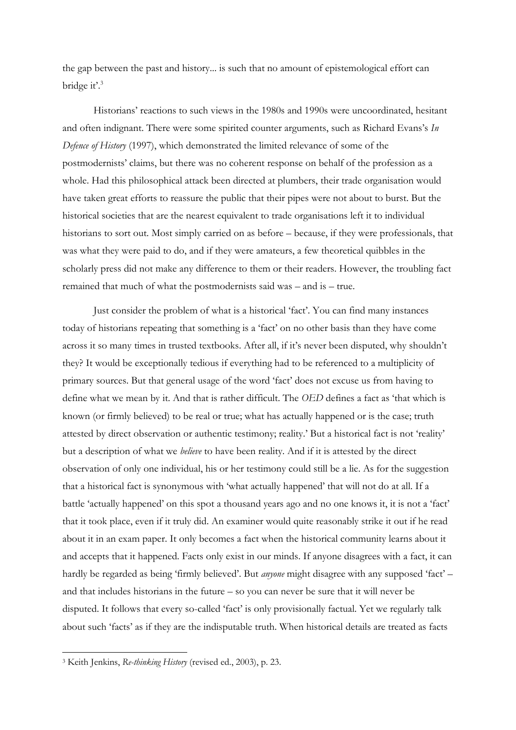the gap between the past and history... is such that no amount of epistemological effort can bridge it'.[3]

Historians' reactions to such views in the 1980s and 1990s were uncoordinated, hesitant and often indignant. There were some spirited counter arguments, such as Richard Evans's *In Defence of History* (1997), which demonstrated the limited relevance of some of the postmodernists' claims, but there was no coherent response on behalf of the profession as a whole. Had this philosophical attack been directed at plumbers, their trade organisation would have taken great efforts to reassure the public that their pipes were not about to burst. But the historical societies that are the nearest equivalent to trade organisations left it to individual historians to sort out. Most simply carried on as before – because, if they were professionals, that was what they were paid to do, and if they were amateurs, a few theoretical quibbles in the scholarly press did not make any difference to them or their readers. However, the troubling fact remained that much of what the postmodernists said was – and is – true.

Just consider the problem of what is a historical 'fact'. You can find many instances today of historians repeating that something is a 'fact' on no other basis than they have come across it so many times in trusted textbooks. After all, if it's never been disputed, why shouldn't they? It would be exceptionally tedious if everything had to be referenced to a multiplicity of primary sources. But that general usage of the word 'fact' does not excuse us from having to define what we mean by it. And that is rather difficult. The *OED* defines a fact as 'that which is known (or firmly believed) to be real or true; what has actually happened or is the case; truth attested by direct observation or authentic testimony; reality.' But a historical fact is not 'reality' but a description of what we *believe* to have been reality. And if it is attested by the direct observation of only one individual, his or her testimony could still be a lie. As for the suggestion that a historical fact is synonymous with 'what actually happened' that will not do at all. If a battle 'actually happened' on this spot a thousand years ago and no one knows it, it is not a 'fact' that it took place, even if it truly did. An examiner would quite reasonably strike it out if he read about it in an exam paper. It only becomes a fact when the historical community learns about it and accepts that it happened. Facts only exist in our minds. If anyone disagrees with a fact, it can hardly be regarded as being 'firmly believed'. But *anyone* might disagree with any supposed 'fact' – and that includes historians in the future – so you can never be sure that it will never be disputed. It follows that every so-called 'fact' is only provisionally factual. Yet we regularly talk about such 'facts' as if they are the indisputable truth. When historical details are treated as facts

[3] Keith Jenkins, *Re-thinking History* (revised ed., 2003), p. 23.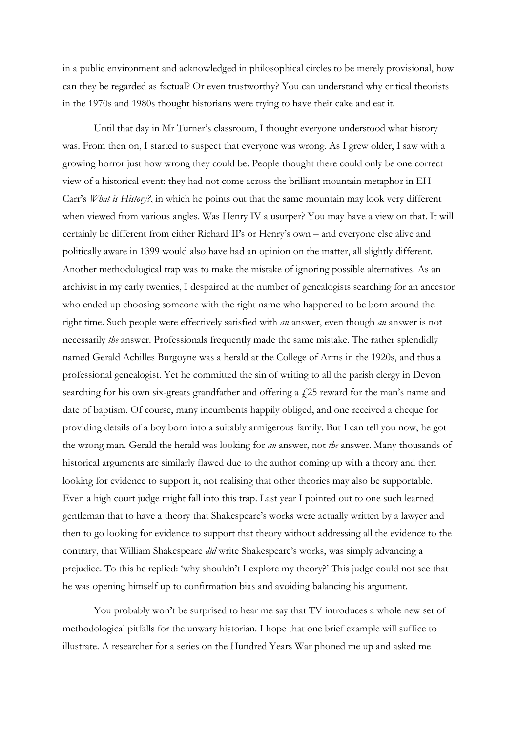in a public environment and acknowledged in philosophical circles to be merely provisional, how can they be regarded as factual? Or even trustworthy? You can understand why critical theorists in the 1970s and 1980s thought historians were trying to have their cake and eat it.

Until that day in Mr Turner's classroom, I thought everyone understood what history was. From then on, I started to suspect that everyone was wrong. As I grew older, I saw with a growing horror just how wrong they could be. People thought there could only be one correct view of a historical event: they had not come across the brilliant mountain metaphor in EH Carr's *What is History?*, in which he points out that the same mountain may look very different when viewed from various angles. Was Henry IV a usurper? You may have a view on that. It will certainly be different from either Richard II's or Henry's own – and everyone else alive and politically aware in 1399 would also have had an opinion on the matter, all slightly different. Another methodological trap was to make the mistake of ignoring possible alternatives. As an archivist in my early twenties, I despaired at the number of genealogists searching for an ancestor who ended up choosing someone with the right name who happened to be born around the right time. Such people were effectively satisfied with *an* answer, even though *an* answer is not necessarily *the* answer. Professionals frequently made the same mistake. The rather splendidly named Gerald Achilles Burgoyne was a herald at the College of Arms in the 1920s, and thus a professional genealogist. Yet he committed the sin of writing to all the parish clergy in Devon searching for his own six-greats grandfather and offering a £25 reward for the man's name and date of baptism. Of course, many incumbents happily obliged, and one received a cheque for providing details of a boy born into a suitably armigerous family. But I can tell you now, he got the wrong man. Gerald the herald was looking for *an* answer, not *the* answer. Many thousands of historical arguments are similarly flawed due to the author coming up with a theory and then looking for evidence to support it, not realising that other theories may also be supportable. Even a high court judge might fall into this trap. Last year I pointed out to one such learned gentleman that to have a theory that Shakespeare's works were actually written by a lawyer and then to go looking for evidence to support that theory without addressing all the evidence to the contrary, that William Shakespeare *did* write Shakespeare's works, was simply advancing a prejudice. To this he replied: 'why shouldn't I explore my theory?' This judge could not see that he was opening himself up to confirmation bias and avoiding balancing his argument.

You probably won't be surprised to hear me say that TV introduces a whole new set of methodological pitfalls for the unwary historian. I hope that one brief example will suffice to illustrate. A researcher for a series on the Hundred Years War phoned me up and asked me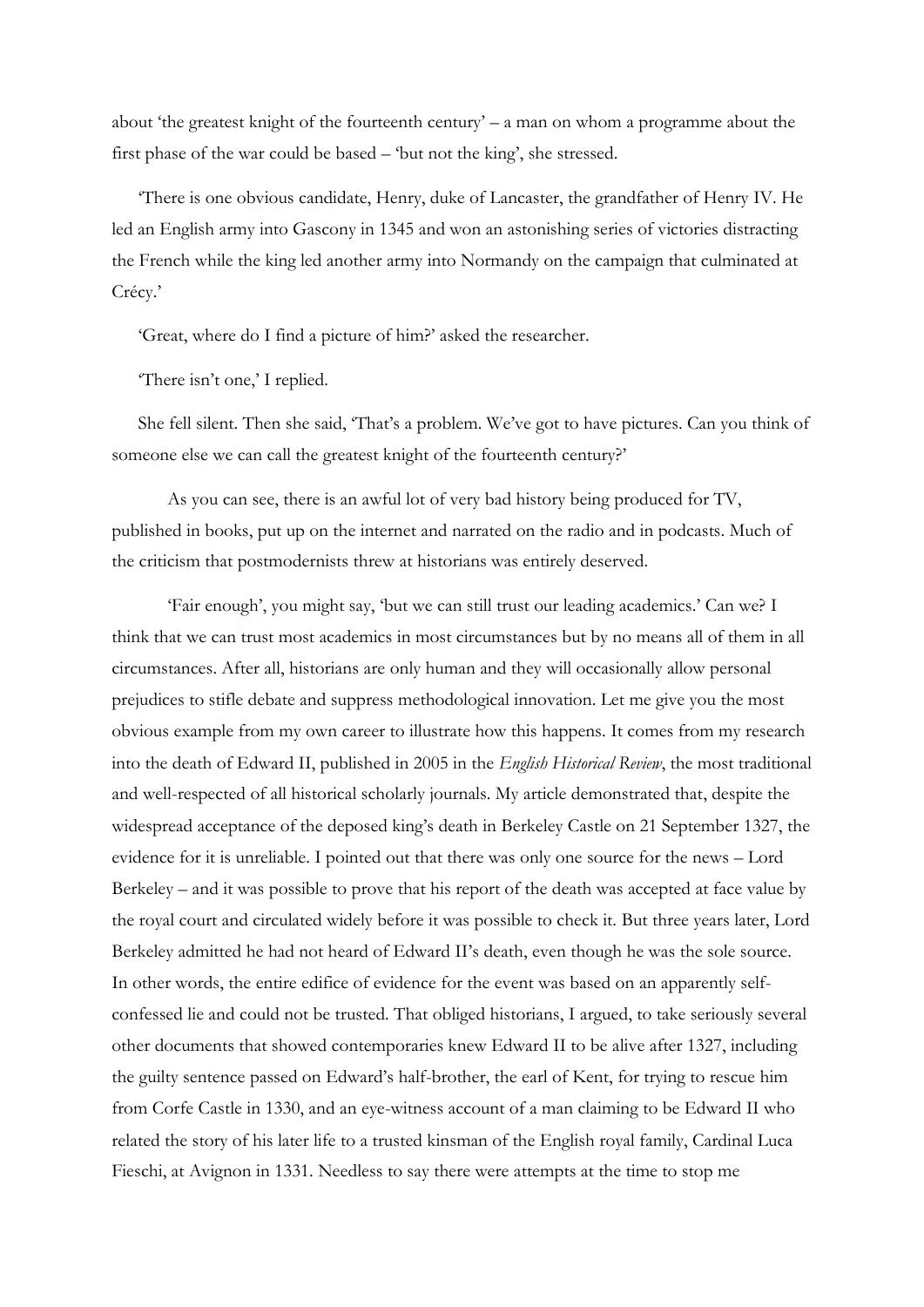about 'the greatest knight of the fourteenth century' – a man on whom a programme about the first phase of the war could be based – 'but not the king', she stressed.

'There is one obvious candidate, Henry, duke of Lancaster, the grandfather of Henry IV. He led an English army into Gascony in 1345 and won an astonishing series of victories distracting the French while the king led another army into Normandy on the campaign that culminated at Crécy.'

'Great, where do I find a picture of him?' asked the researcher.

'There isn't one,' I replied.

She fell silent. Then she said, 'That's a problem. We've got to have pictures. Can you think of someone else we can call the greatest knight of the fourteenth century?'

As you can see, there is an awful lot of very bad history being produced for TV, published in books, put up on the internet and narrated on the radio and in podcasts. Much of the criticism that postmodernists threw at historians was entirely deserved.

'Fair enough', you might say, 'but we can still trust our leading academics.' Can we? I think that we can trust most academics in most circumstances but by no means all of them in all circumstances. After all, historians are only human and they will occasionally allow personal prejudices to stifle debate and suppress methodological innovation. Let me give you the most obvious example from my own career to illustrate how this happens. It comes from my research into the death of Edward II, published in 2005 in the *English Historical Review*, the most traditional and well-respected of all historical scholarly journals. My article demonstrated that, despite the widespread acceptance of the deposed king's death in Berkeley Castle on 21 September 1327, the evidence for it is unreliable. I pointed out that there was only one source for the news – Lord Berkeley – and it was possible to prove that his report of the death was accepted at face value by the royal court and circulated widely before it was possible to check it. But three years later, Lord Berkeley admitted he had not heard of Edward II's death, even though he was the sole source. In other words, the entire edifice of evidence for the event was based on an apparently self-confessed lie and could not be trusted. That obliged historians, I argued, to take seriously several other documents that showed contemporaries knew Edward II to be alive after 1327, including the guilty sentence passed on Edward's half-brother, the earl of Kent, for trying to rescue him from Corfe Castle in 1330, and an eye-witness account of a man claiming to be Edward II who related the story of his later life to a trusted kinsman of the English royal family, Cardinal Luca Fieschi, at Avignon in 1331. Needless to say there were attempts at the time to stop me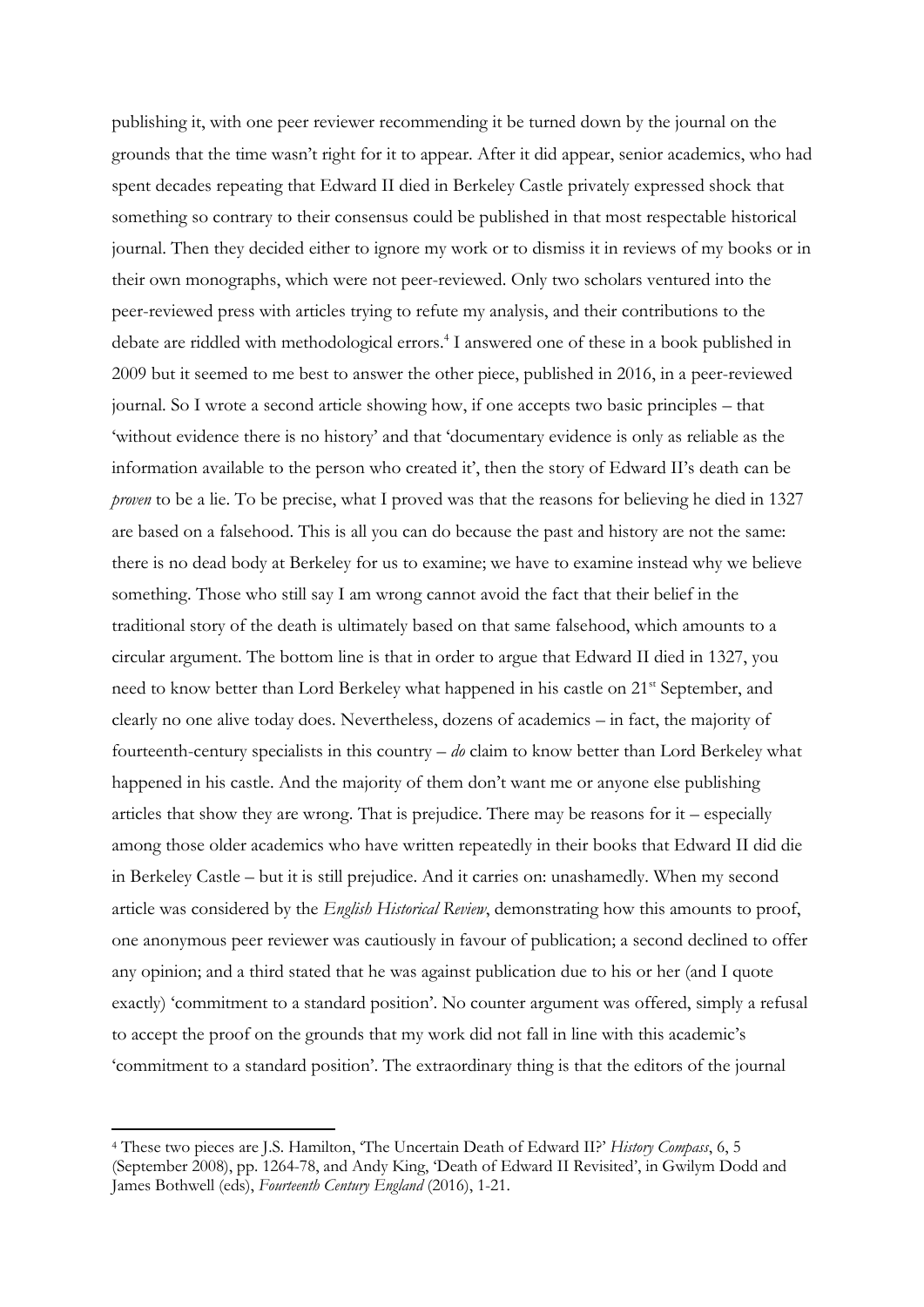publishing it, with one peer reviewer recommending it be turned down by the journal on the grounds that the time wasn't right for it to appear. After it did appear, senior academics, who had spent decades repeating that Edward II died in Berkeley Castle privately expressed shock that something so contrary to their consensus could be published in that most respectable historical journal. Then they decided either to ignore my work or to dismiss it in reviews of my books or in their own monographs, which were not peer-reviewed. Only two scholars ventured into the peer-reviewed press with articles trying to refute my analysis, and their contributions to the debate are riddled with methodological errors.[4] I answered one of these in a book published in 2009 but it seemed to me best to answer the other piece, published in 2016, in a peer-reviewed journal. So I wrote a second article showing how, if one accepts two basic principles – that 'without evidence there is no history' and that 'documentary evidence is only as reliable as the information available to the person who created it', then the story of Edward II's death can be *proven* to be a lie. To be precise, what I proved was that the reasons for believing he died in 1327 are based on a falsehood. This is all you can do because the past and history are not the same: there is no dead body at Berkeley for us to examine; we have to examine instead why we believe something. Those who still say I am wrong cannot avoid the fact that their belief in the traditional story of the death is ultimately based on that same falsehood, which amounts to a circular argument. The bottom line is that in order to argue that Edward II died in 1327, you need to know better than Lord Berkeley what happened in his castle on 21st September, and clearly no one alive today does. Nevertheless, dozens of academics – in fact, the majority of fourteenth-century specialists in this country – *do* claim to know better than Lord Berkeley what happened in his castle. And the majority of them don't want me or anyone else publishing articles that show they are wrong. That is prejudice. There may be reasons for it – especially among those older academics who have written repeatedly in their books that Edward II did die in Berkeley Castle – but it is still prejudice. And it carries on: unashamedly. When my second article was considered by the *English Historical Review*, demonstrating how this amounts to proof, one anonymous peer reviewer was cautiously in favour of publication; a second declined to offer any opinion; and a third stated that he was against publication due to his or her (and I quote exactly) 'commitment to a standard position'. No counter argument was offered, simply a refusal to accept the proof on the grounds that my work did not fall in line with this academic's 'commitment to a standard position'. The extraordinary thing is that the editors of the journal

[4] These two pieces are J.S. Hamilton, 'The Uncertain Death of Edward II?' *History Compass*, 6, 5 (September 2008), pp. 1264-78, and Andy King, 'Death of Edward II Revisited', in Gwilym Dodd and James Bothwell (eds), *Fourteenth Century England* (2016), 1-21.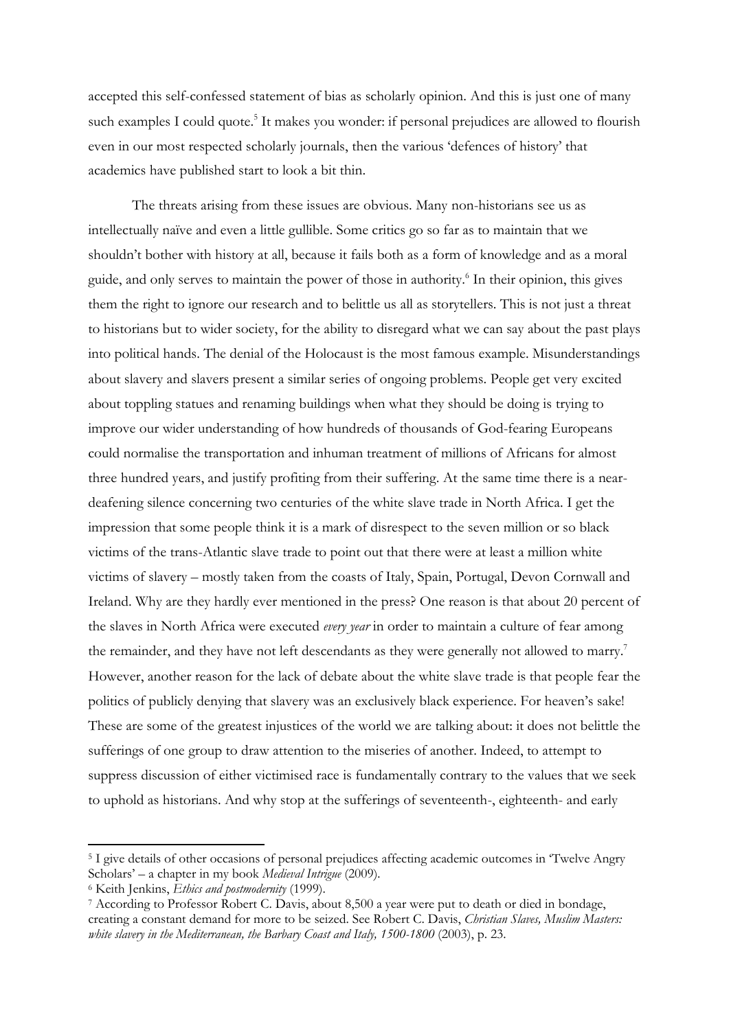accepted this self-confessed statement of bias as scholarly opinion. And this is just one of many such examples I could quote.[5] It makes you wonder: if personal prejudices are allowed to flourish even in our most respected scholarly journals, then the various 'defences of history' that academics have published start to look a bit thin.

The threats arising from these issues are obvious. Many non-historians see us as intellectually naïve and even a little gullible. Some critics go so far as to maintain that we shouldn't bother with history at all, because it fails both as a form of knowledge and as a moral guide, and only serves to maintain the power of those in authority.[6] In their opinion, this gives them the right to ignore our research and to belittle us all as storytellers. This is not just a threat to historians but to wider society, for the ability to disregard what we can say about the past plays into political hands. The denial of the Holocaust is the most famous example. Misunderstandings about slavery and slavers present a similar series of ongoing problems. People get very excited about toppling statues and renaming buildings when what they should be doing is trying to improve our wider understanding of how hundreds of thousands of God-fearing Europeans could normalise the transportation and inhuman treatment of millions of Africans for almost three hundred years, and justify profiting from their suffering. At the same time there is a near-deafening silence concerning two centuries of the white slave trade in North Africa. I get the impression that some people think it is a mark of disrespect to the seven million or so black victims of the trans-Atlantic slave trade to point out that there were at least a million white victims of slavery – mostly taken from the coasts of Italy, Spain, Portugal, Devon Cornwall and Ireland. Why are they hardly ever mentioned in the press? One reason is that about 20 percent of the slaves in North Africa were executed *every year* in order to maintain a culture of fear among the remainder, and they have not left descendants as they were generally not allowed to marry.[7] However, another reason for the lack of debate about the white slave trade is that people fear the politics of publicly denying that slavery was an exclusively black experience. For heaven's sake! These are some of the greatest injustices of the world we are talking about: it does not belittle the sufferings of one group to draw attention to the miseries of another. Indeed, to attempt to suppress discussion of either victimised race is fundamentally contrary to the values that we seek to uphold as historians. And why stop at the sufferings of seventeenth-, eighteenth- and early

---

[5] I give details of other occasions of personal prejudices affecting academic outcomes in 'Twelve Angry Scholars' – a chapter in my book *Medieval Intrigue* (2009).

[6] Keith Jenkins, *Ethics and postmodernity* (1999).

[7] According to Professor Robert C. Davis, about 8,500 a year were put to death or died in bondage, creating a constant demand for more to be seized. See Robert C. Davis, *Christian Slaves, Muslim Masters: white slavery in the Mediterranean, the Barbary Coast and Italy, 1500-1800* (2003), p. 23.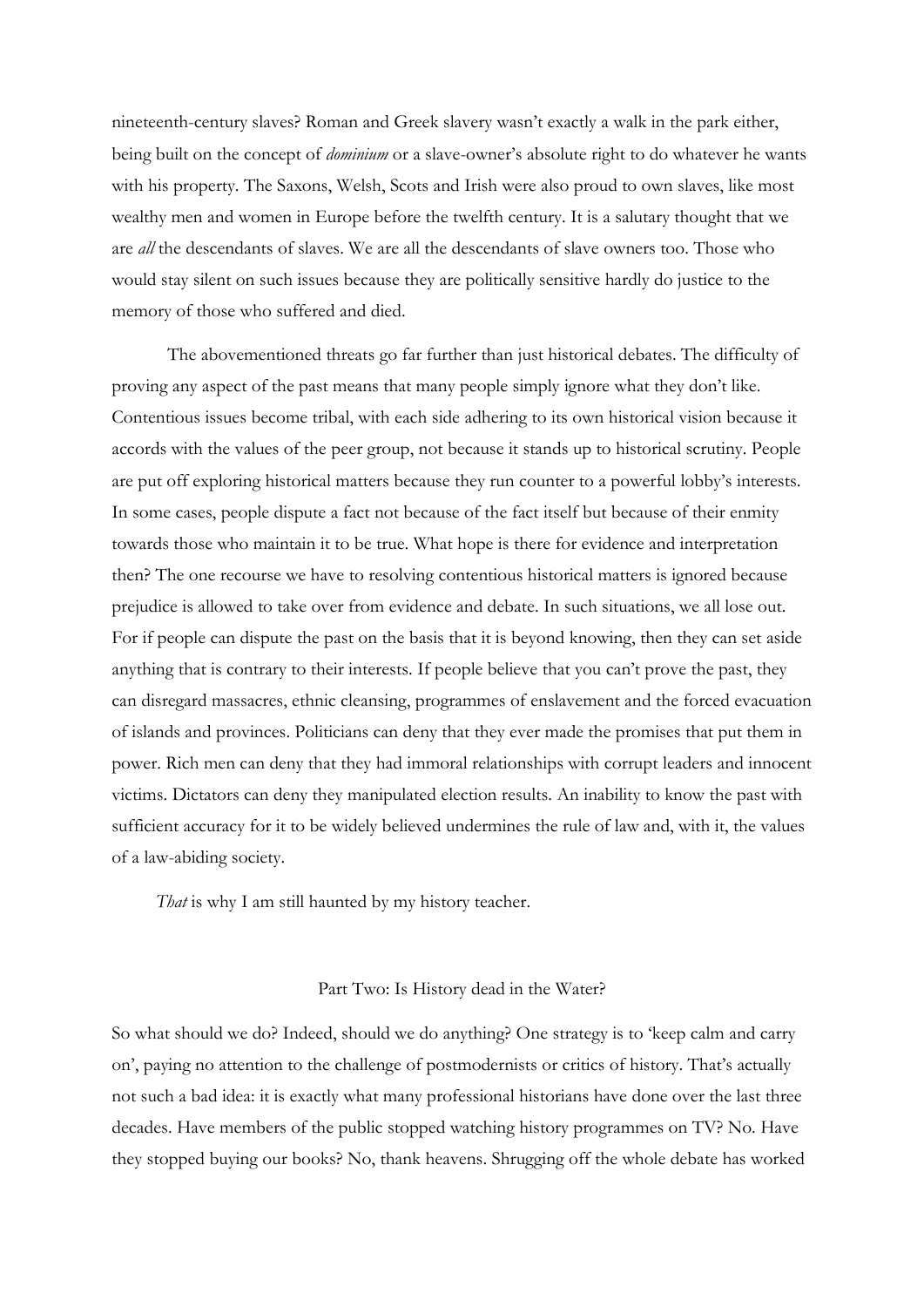nineteenth-century slaves? Roman and Greek slavery wasn't exactly a walk in the park either, being built on the concept of *dominium* or a slave-owner's absolute right to do whatever he wants with his property. The Saxons, Welsh, Scots and Irish were also proud to own slaves, like most wealthy men and women in Europe before the twelfth century. It is a salutary thought that we are *all* the descendants of slaves. We are all the descendants of slave owners too. Those who would stay silent on such issues because they are politically sensitive hardly do justice to the memory of those who suffered and died.

The abovementioned threats go far further than just historical debates. The difficulty of proving any aspect of the past means that many people simply ignore what they don't like. Contentious issues become tribal, with each side adhering to its own historical vision because it accords with the values of the peer group, not because it stands up to historical scrutiny. People are put off exploring historical matters because they run counter to a powerful lobby's interests. In some cases, people dispute a fact not because of the fact itself but because of their enmity towards those who maintain it to be true. What hope is there for evidence and interpretation then? The one recourse we have to resolving contentious historical matters is ignored because prejudice is allowed to take over from evidence and debate. In such situations, we all lose out. For if people can dispute the past on the basis that it is beyond knowing, then they can set aside anything that is contrary to their interests. If people believe that you can't prove the past, they can disregard massacres, ethnic cleansing, programmes of enslavement and the forced evacuation of islands and provinces. Politicians can deny that they ever made the promises that put them in power. Rich men can deny that they had immoral relationships with corrupt leaders and innocent victims. Dictators can deny they manipulated election results. An inability to know the past with sufficient accuracy for it to be widely believed undermines the rule of law and, with it, the values of a law-abiding society.

*That* is why I am still haunted by my history teacher.

## Part Two: Is History dead in the Water?

So what should we do? Indeed, should we do anything? One strategy is to 'keep calm and carry on', paying no attention to the challenge of postmodernists or critics of history. That's actually not such a bad idea: it is exactly what many professional historians have done over the last three decades. Have members of the public stopped watching history programmes on TV? No. Have they stopped buying our books? No, thank heavens. Shrugging off the whole debate has worked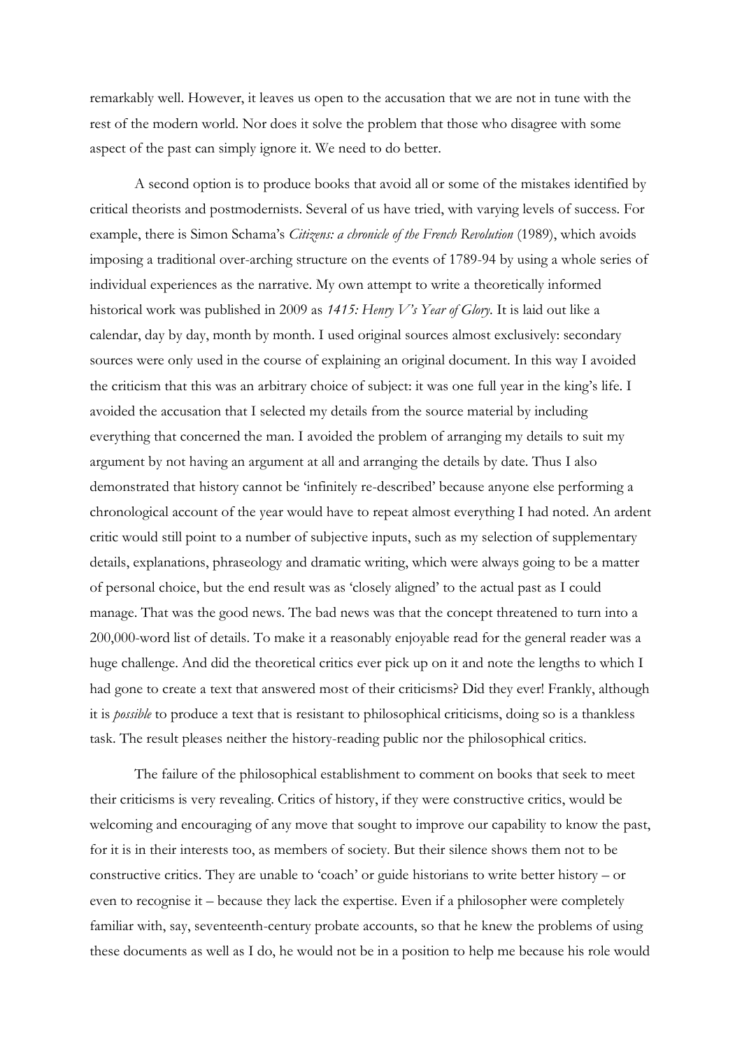remarkably well. However, it leaves us open to the accusation that we are not in tune with the rest of the modern world. Nor does it solve the problem that those who disagree with some aspect of the past can simply ignore it. We need to do better.

A second option is to produce books that avoid all or some of the mistakes identified by critical theorists and postmodernists. Several of us have tried, with varying levels of success. For example, there is Simon Schama's *Citizens: a chronicle of the French Revolution* (1989), which avoids imposing a traditional over-arching structure on the events of 1789-94 by using a whole series of individual experiences as the narrative. My own attempt to write a theoretically informed historical work was published in 2009 as *1415: Henry V's Year of Glory*. It is laid out like a calendar, day by day, month by month. I used original sources almost exclusively: secondary sources were only used in the course of explaining an original document. In this way I avoided the criticism that this was an arbitrary choice of subject: it was one full year in the king's life. I avoided the accusation that I selected my details from the source material by including everything that concerned the man. I avoided the problem of arranging my details to suit my argument by not having an argument at all and arranging the details by date. Thus I also demonstrated that history cannot be 'infinitely re-described' because anyone else performing a chronological account of the year would have to repeat almost everything I had noted. An ardent critic would still point to a number of subjective inputs, such as my selection of supplementary details, explanations, phraseology and dramatic writing, which were always going to be a matter of personal choice, but the end result was as 'closely aligned' to the actual past as I could manage. That was the good news. The bad news was that the concept threatened to turn into a 200,000-word list of details. To make it a reasonably enjoyable read for the general reader was a huge challenge. And did the theoretical critics ever pick up on it and note the lengths to which I had gone to create a text that answered most of their criticisms? Did they ever! Frankly, although it is *possible* to produce a text that is resistant to philosophical criticisms, doing so is a thankless task. The result pleases neither the history-reading public nor the philosophical critics.

The failure of the philosophical establishment to comment on books that seek to meet their criticisms is very revealing. Critics of history, if they were constructive critics, would be welcoming and encouraging of any move that sought to improve our capability to know the past, for it is in their interests too, as members of society. But their silence shows them not to be constructive critics. They are unable to 'coach' or guide historians to write better history – or even to recognise it – because they lack the expertise. Even if a philosopher were completely familiar with, say, seventeenth-century probate accounts, so that he knew the problems of using these documents as well as I do, he would not be in a position to help me because his role would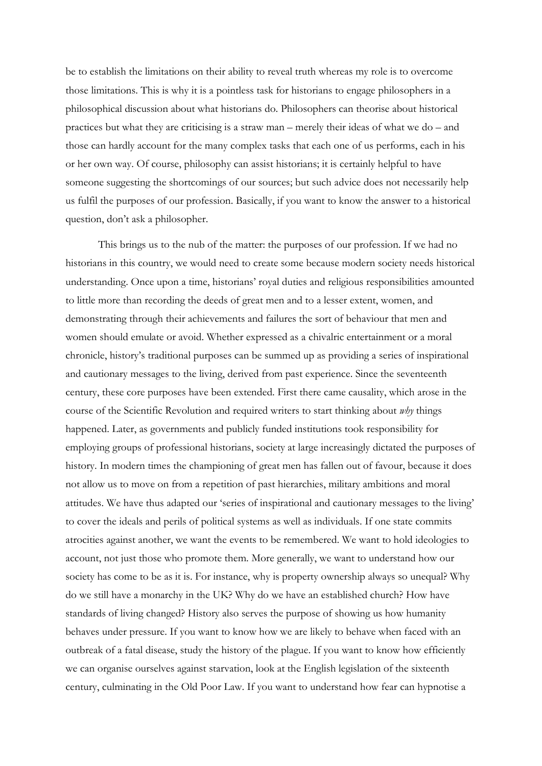be to establish the limitations on their ability to reveal truth whereas my role is to overcome those limitations. This is why it is a pointless task for historians to engage philosophers in a philosophical discussion about what historians do. Philosophers can theorise about historical practices but what they are criticising is a straw man – merely their ideas of what we do – and those can hardly account for the many complex tasks that each one of us performs, each in his or her own way. Of course, philosophy can assist historians; it is certainly helpful to have someone suggesting the shortcomings of our sources; but such advice does not necessarily help us fulfil the purposes of our profession. Basically, if you want to know the answer to a historical question, don't ask a philosopher.

This brings us to the nub of the matter: the purposes of our profession. If we had no historians in this country, we would need to create some because modern society needs historical understanding. Once upon a time, historians' royal duties and religious responsibilities amounted to little more than recording the deeds of great men and to a lesser extent, women, and demonstrating through their achievements and failures the sort of behaviour that men and women should emulate or avoid. Whether expressed as a chivalric entertainment or a moral chronicle, history's traditional purposes can be summed up as providing a series of inspirational and cautionary messages to the living, derived from past experience. Since the seventeenth century, these core purposes have been extended. First there came causality, which arose in the course of the Scientific Revolution and required writers to start thinking about *why* things happened. Later, as governments and publicly funded institutions took responsibility for employing groups of professional historians, society at large increasingly dictated the purposes of history. In modern times the championing of great men has fallen out of favour, because it does not allow us to move on from a repetition of past hierarchies, military ambitions and moral attitudes. We have thus adapted our 'series of inspirational and cautionary messages to the living' to cover the ideals and perils of political systems as well as individuals. If one state commits atrocities against another, we want the events to be remembered. We want to hold ideologies to account, not just those who promote them. More generally, we want to understand how our society has come to be as it is. For instance, why is property ownership always so unequal? Why do we still have a monarchy in the UK? Why do we have an established church? How have standards of living changed? History also serves the purpose of showing us how humanity behaves under pressure. If you want to know how we are likely to behave when faced with an outbreak of a fatal disease, study the history of the plague. If you want to know how efficiently we can organise ourselves against starvation, look at the English legislation of the sixteenth century, culminating in the Old Poor Law. If you want to understand how fear can hypnotise a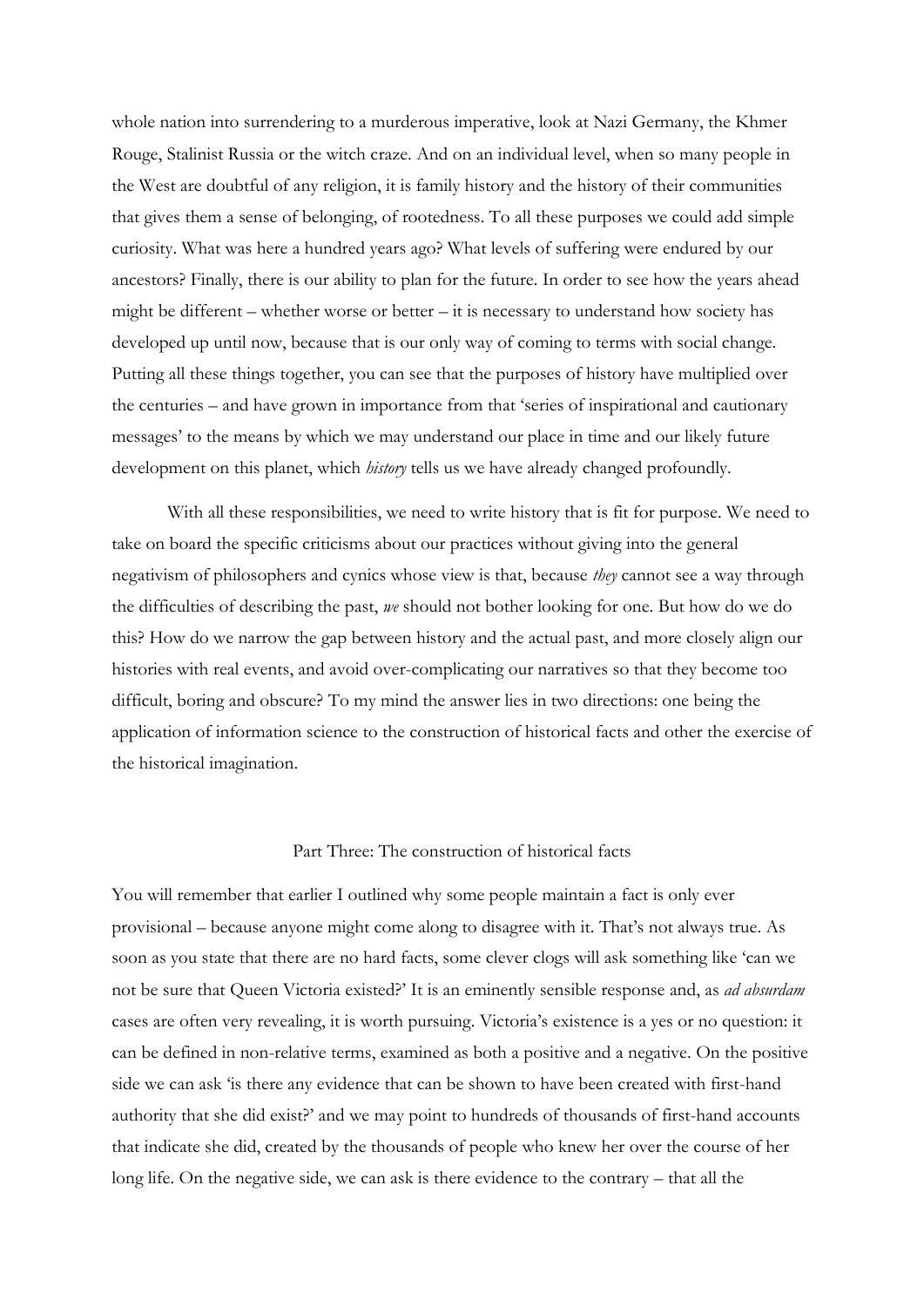whole nation into surrendering to a murderous imperative, look at Nazi Germany, the Khmer Rouge, Stalinist Russia or the witch craze. And on an individual level, when so many people in the West are doubtful of any religion, it is family history and the history of their communities that gives them a sense of belonging, of rootedness. To all these purposes we could add simple curiosity. What was here a hundred years ago? What levels of suffering were endured by our ancestors? Finally, there is our ability to plan for the future. In order to see how the years ahead might be different – whether worse or better – it is necessary to understand how society has developed up until now, because that is our only way of coming to terms with social change. Putting all these things together, you can see that the purposes of history have multiplied over the centuries – and have grown in importance from that 'series of inspirational and cautionary messages' to the means by which we may understand our place in time and our likely future development on this planet, which *history* tells us we have already changed profoundly.

With all these responsibilities, we need to write history that is fit for purpose. We need to take on board the specific criticisms about our practices without giving into the general negativism of philosophers and cynics whose view is that, because *they* cannot see a way through the difficulties of describing the past, *we* should not bother looking for one. But how do we do this? How do we narrow the gap between history and the actual past, and more closely align our histories with real events, and avoid over-complicating our narratives so that they become too difficult, boring and obscure? To my mind the answer lies in two directions: one being the application of information science to the construction of historical facts and other the exercise of the historical imagination.

## Part Three: The construction of historical facts

You will remember that earlier I outlined why some people maintain a fact is only ever provisional – because anyone might come along to disagree with it. That's not always true. As soon as you state that there are no hard facts, some clever clogs will ask something like 'can we not be sure that Queen Victoria existed?' It is an eminently sensible response and, as *ad absurdam* cases are often very revealing, it is worth pursuing. Victoria's existence is a yes or no question: it can be defined in non-relative terms, examined as both a positive and a negative. On the positive side we can ask 'is there any evidence that can be shown to have been created with first-hand authority that she did exist?' and we may point to hundreds of thousands of first-hand accounts that indicate she did, created by the thousands of people who knew her over the course of her long life. On the negative side, we can ask is there evidence to the contrary – that all the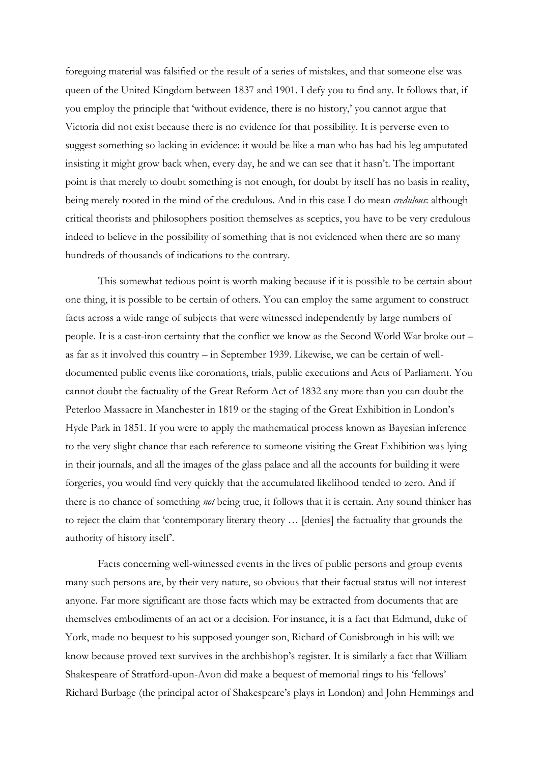foregoing material was falsified or the result of a series of mistakes, and that someone else was queen of the United Kingdom between 1837 and 1901. I defy you to find any. It follows that, if you employ the principle that 'without evidence, there is no history,' you cannot argue that Victoria did not exist because there is no evidence for that possibility. It is perverse even to suggest something so lacking in evidence: it would be like a man who has had his leg amputated insisting it might grow back when, every day, he and we can see that it hasn't. The important point is that merely to doubt something is not enough, for doubt by itself has no basis in reality, being merely rooted in the mind of the credulous. And in this case I do mean *credulous*: although critical theorists and philosophers position themselves as sceptics, you have to be very credulous indeed to believe in the possibility of something that is not evidenced when there are so many hundreds of thousands of indications to the contrary.

This somewhat tedious point is worth making because if it is possible to be certain about one thing, it is possible to be certain of others. You can employ the same argument to construct facts across a wide range of subjects that were witnessed independently by large numbers of people. It is a cast-iron certainty that the conflict we know as the Second World War broke out – as far as it involved this country – in September 1939. Likewise, we can be certain of well-documented public events like coronations, trials, public executions and Acts of Parliament. You cannot doubt the factuality of the Great Reform Act of 1832 any more than you can doubt the Peterloo Massacre in Manchester in 1819 or the staging of the Great Exhibition in London's Hyde Park in 1851. If you were to apply the mathematical process known as Bayesian inference to the very slight chance that each reference to someone visiting the Great Exhibition was lying in their journals, and all the images of the glass palace and all the accounts for building it were forgeries, you would find very quickly that the accumulated likelihood tended to zero. And if there is no chance of something *not* being true, it follows that it is certain. Any sound thinker has to reject the claim that 'contemporary literary theory … [denies] the factuality that grounds the authority of history itself'.

Facts concerning well-witnessed events in the lives of public persons and group events many such persons are, by their very nature, so obvious that their factual status will not interest anyone. Far more significant are those facts which may be extracted from documents that are themselves embodiments of an act or a decision. For instance, it is a fact that Edmund, duke of York, made no bequest to his supposed younger son, Richard of Conisbrough in his will: we know because proved text survives in the archbishop's register. It is similarly a fact that William Shakespeare of Stratford-upon-Avon did make a bequest of memorial rings to his 'fellows' Richard Burbage (the principal actor of Shakespeare's plays in London) and John Hemmings and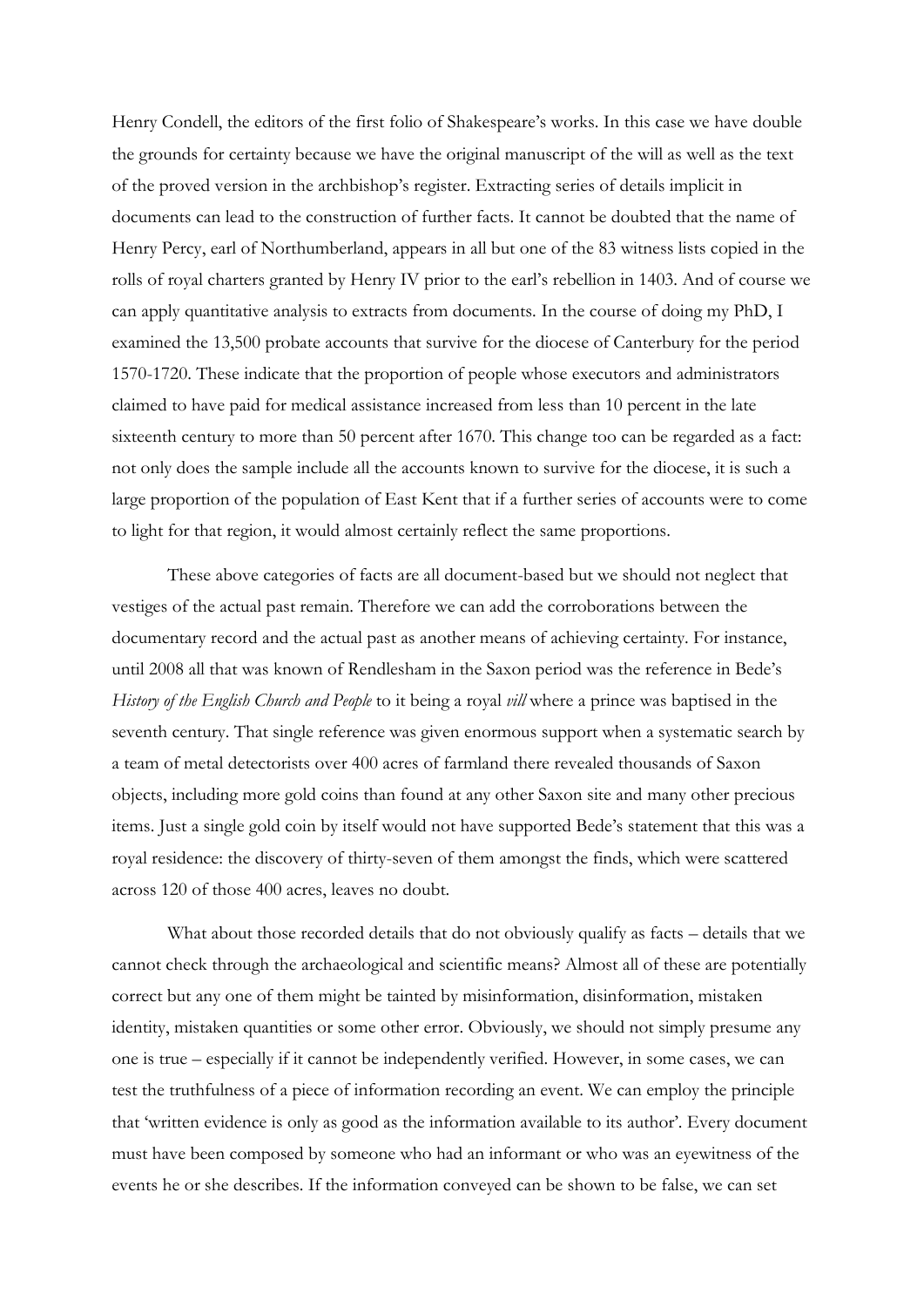Henry Condell, the editors of the first folio of Shakespeare's works. In this case we have double the grounds for certainty because we have the original manuscript of the will as well as the text of the proved version in the archbishop's register. Extracting series of details implicit in documents can lead to the construction of further facts. It cannot be doubted that the name of Henry Percy, earl of Northumberland, appears in all but one of the 83 witness lists copied in the rolls of royal charters granted by Henry IV prior to the earl's rebellion in 1403. And of course we can apply quantitative analysis to extracts from documents. In the course of doing my PhD, I examined the 13,500 probate accounts that survive for the diocese of Canterbury for the period 1570-1720. These indicate that the proportion of people whose executors and administrators claimed to have paid for medical assistance increased from less than 10 percent in the late sixteenth century to more than 50 percent after 1670. This change too can be regarded as a fact: not only does the sample include all the accounts known to survive for the diocese, it is such a large proportion of the population of East Kent that if a further series of accounts were to come to light for that region, it would almost certainly reflect the same proportions.

These above categories of facts are all document-based but we should not neglect that vestiges of the actual past remain. Therefore we can add the corroborations between the documentary record and the actual past as another means of achieving certainty. For instance, until 2008 all that was known of Rendlesham in the Saxon period was the reference in Bede's *History of the English Church and People* to it being a royal *vill* where a prince was baptised in the seventh century. That single reference was given enormous support when a systematic search by a team of metal detectorists over 400 acres of farmland there revealed thousands of Saxon objects, including more gold coins than found at any other Saxon site and many other precious items. Just a single gold coin by itself would not have supported Bede's statement that this was a royal residence: the discovery of thirty-seven of them amongst the finds, which were scattered across 120 of those 400 acres, leaves no doubt.

What about those recorded details that do not obviously qualify as facts – details that we cannot check through the archaeological and scientific means? Almost all of these are potentially correct but any one of them might be tainted by misinformation, disinformation, mistaken identity, mistaken quantities or some other error. Obviously, we should not simply presume any one is true – especially if it cannot be independently verified. However, in some cases, we can test the truthfulness of a piece of information recording an event. We can employ the principle that 'written evidence is only as good as the information available to its author'. Every document must have been composed by someone who had an informant or who was an eyewitness of the events he or she describes. If the information conveyed can be shown to be false, we can set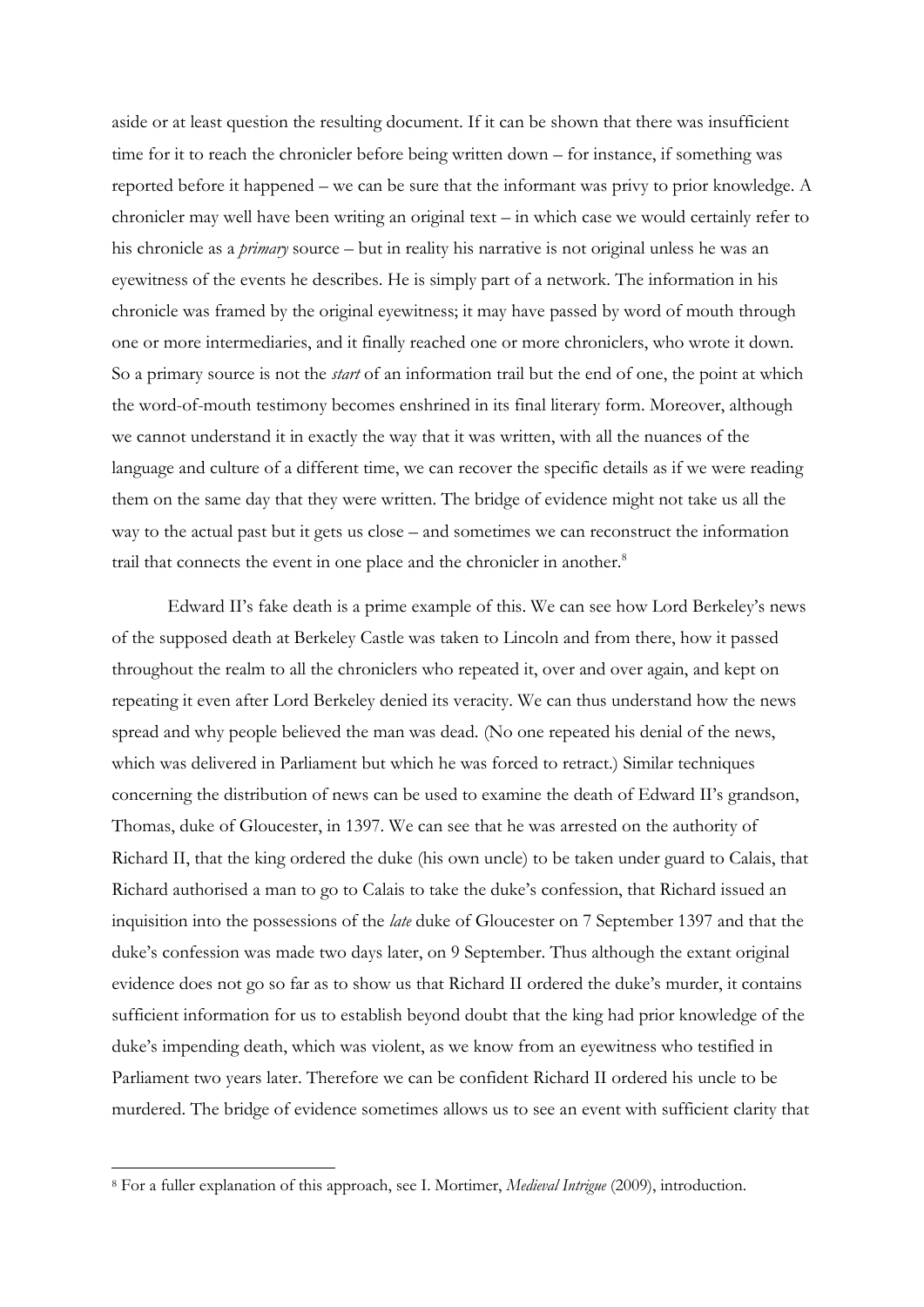aside or at least question the resulting document. If it can be shown that there was insufficient time for it to reach the chronicler before being written down – for instance, if something was reported before it happened – we can be sure that the informant was privy to prior knowledge. A chronicler may well have been writing an original text – in which case we would certainly refer to his chronicle as a *primary* source – but in reality his narrative is not original unless he was an eyewitness of the events he describes. He is simply part of a network. The information in his chronicle was framed by the original eyewitness; it may have passed by word of mouth through one or more intermediaries, and it finally reached one or more chroniclers, who wrote it down. So a primary source is not the *start* of an information trail but the end of one, the point at which the word-of-mouth testimony becomes enshrined in its final literary form. Moreover, although we cannot understand it in exactly the way that it was written, with all the nuances of the language and culture of a different time, we can recover the specific details as if we were reading them on the same day that they were written. The bridge of evidence might not take us all the way to the actual past but it gets us close – and sometimes we can reconstruct the information trail that connects the event in one place and the chronicler in another.[8]

Edward II's fake death is a prime example of this. We can see how Lord Berkeley's news of the supposed death at Berkeley Castle was taken to Lincoln and from there, how it passed throughout the realm to all the chroniclers who repeated it, over and over again, and kept on repeating it even after Lord Berkeley denied its veracity. We can thus understand how the news spread and why people believed the man was dead. (No one repeated his denial of the news, which was delivered in Parliament but which he was forced to retract.) Similar techniques concerning the distribution of news can be used to examine the death of Edward II's grandson, Thomas, duke of Gloucester, in 1397. We can see that he was arrested on the authority of Richard II, that the king ordered the duke (his own uncle) to be taken under guard to Calais, that Richard authorised a man to go to Calais to take the duke's confession, that Richard issued an inquisition into the possessions of the *late* duke of Gloucester on 7 September 1397 and that the duke's confession was made two days later, on 9 September. Thus although the extant original evidence does not go so far as to show us that Richard II ordered the duke's murder, it contains sufficient information for us to establish beyond doubt that the king had prior knowledge of the duke's impending death, which was violent, as we know from an eyewitness who testified in Parliament two years later. Therefore we can be confident Richard II ordered his uncle to be murdered. The bridge of evidence sometimes allows us to see an event with sufficient clarity that

[8] For a fuller explanation of this approach, see I. Mortimer, *Medieval Intrigue* (2009), introduction.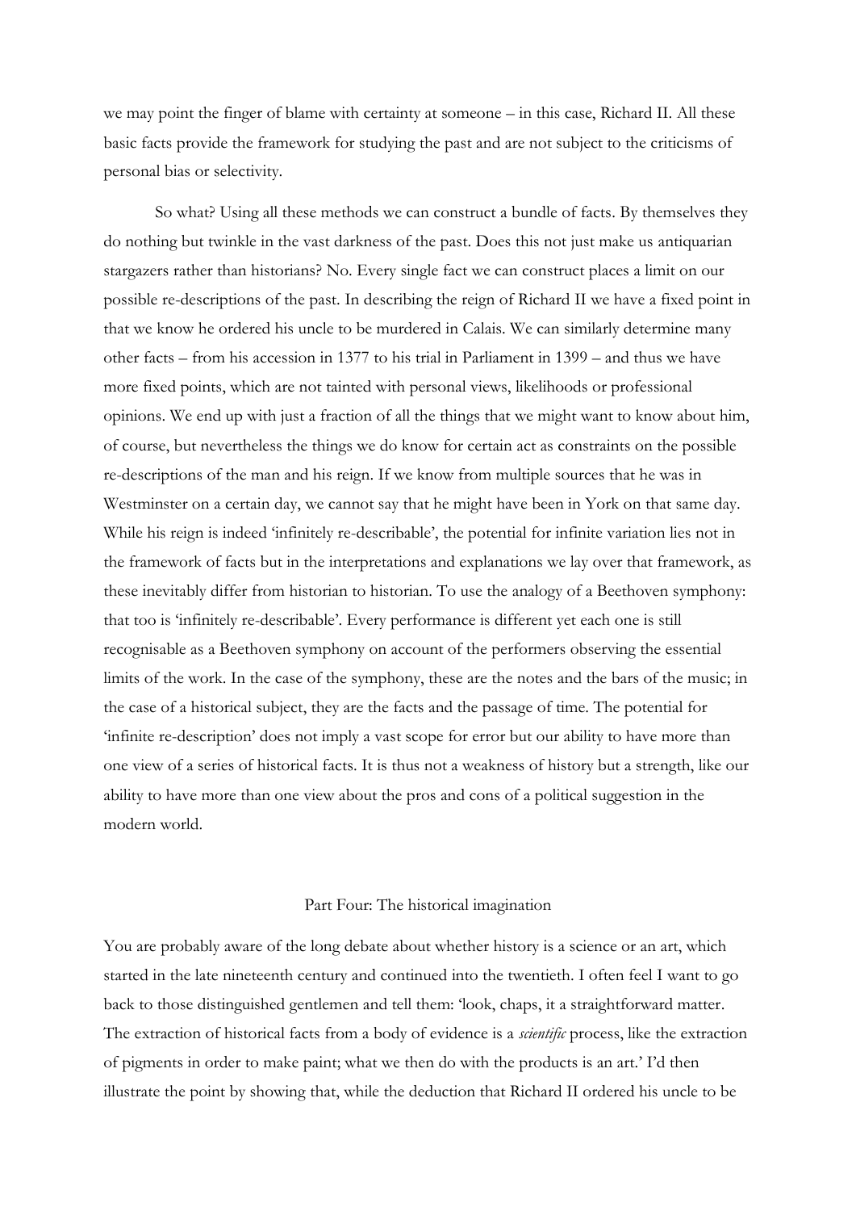we may point the finger of blame with certainty at someone – in this case, Richard II. All these basic facts provide the framework for studying the past and are not subject to the criticisms of personal bias or selectivity.

So what? Using all these methods we can construct a bundle of facts. By themselves they do nothing but twinkle in the vast darkness of the past. Does this not just make us antiquarian stargazers rather than historians? No. Every single fact we can construct places a limit on our possible re-descriptions of the past. In describing the reign of Richard II we have a fixed point in that we know he ordered his uncle to be murdered in Calais. We can similarly determine many other facts – from his accession in 1377 to his trial in Parliament in 1399 – and thus we have more fixed points, which are not tainted with personal views, likelihoods or professional opinions. We end up with just a fraction of all the things that we might want to know about him, of course, but nevertheless the things we do know for certain act as constraints on the possible re-descriptions of the man and his reign. If we know from multiple sources that he was in Westminster on a certain day, we cannot say that he might have been in York on that same day. While his reign is indeed 'infinitely re-describable', the potential for infinite variation lies not in the framework of facts but in the interpretations and explanations we lay over that framework, as these inevitably differ from historian to historian. To use the analogy of a Beethoven symphony: that too is 'infinitely re-describable'. Every performance is different yet each one is still recognisable as a Beethoven symphony on account of the performers observing the essential limits of the work. In the case of the symphony, these are the notes and the bars of the music; in the case of a historical subject, they are the facts and the passage of time. The potential for 'infinite re-description' does not imply a vast scope for error but our ability to have more than one view of a series of historical facts. It is thus not a weakness of history but a strength, like our ability to have more than one view about the pros and cons of a political suggestion in the modern world.

## Part Four: The historical imagination

You are probably aware of the long debate about whether history is a science or an art, which started in the late nineteenth century and continued into the twentieth. I often feel I want to go back to those distinguished gentlemen and tell them: 'look, chaps, it a straightforward matter. The extraction of historical facts from a body of evidence is a *scientific* process, like the extraction of pigments in order to make paint; what we then do with the products is an art.' I'd then illustrate the point by showing that, while the deduction that Richard II ordered his uncle to be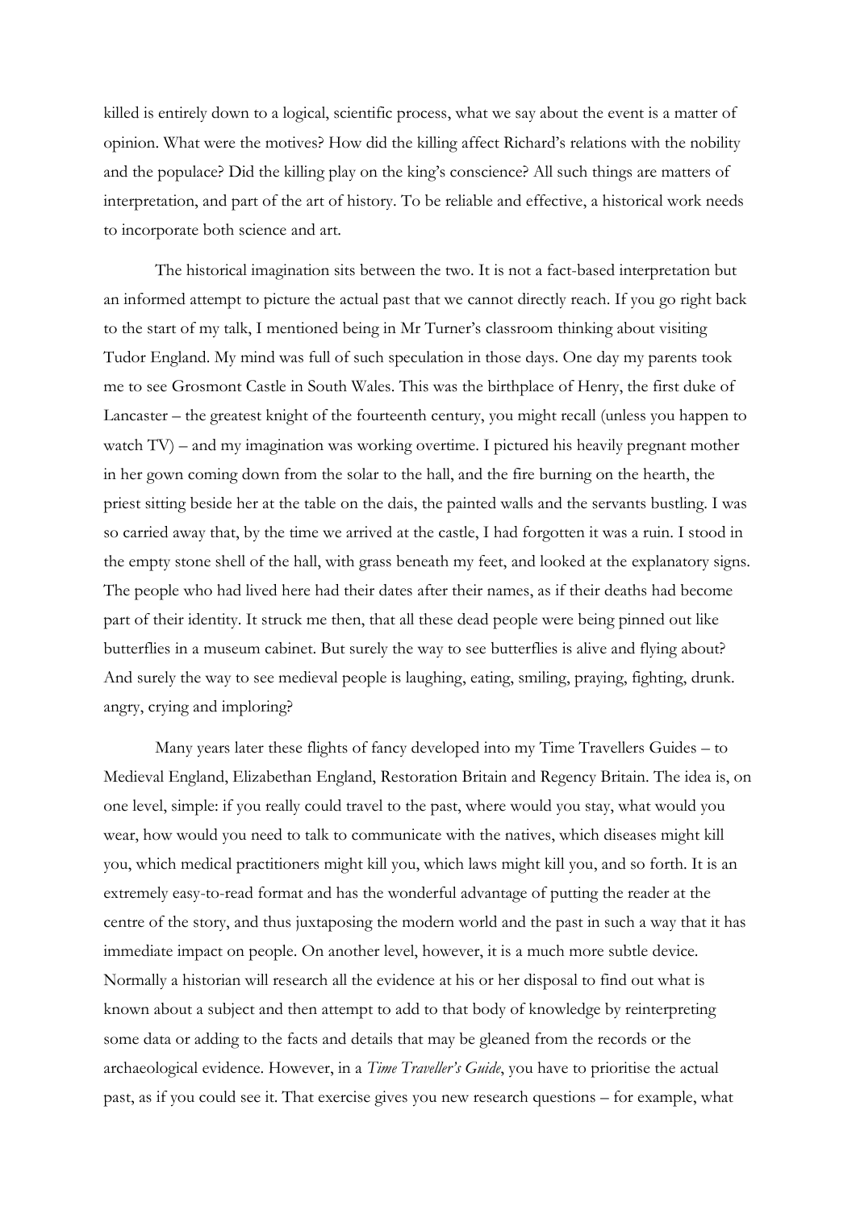killed is entirely down to a logical, scientific process, what we say about the event is a matter of opinion. What were the motives? How did the killing affect Richard's relations with the nobility and the populace? Did the killing play on the king's conscience? All such things are matters of interpretation, and part of the art of history. To be reliable and effective, a historical work needs to incorporate both science and art.

The historical imagination sits between the two. It is not a fact-based interpretation but an informed attempt to picture the actual past that we cannot directly reach. If you go right back to the start of my talk, I mentioned being in Mr Turner's classroom thinking about visiting Tudor England. My mind was full of such speculation in those days. One day my parents took me to see Grosmont Castle in South Wales. This was the birthplace of Henry, the first duke of Lancaster – the greatest knight of the fourteenth century, you might recall (unless you happen to watch TV) – and my imagination was working overtime. I pictured his heavily pregnant mother in her gown coming down from the solar to the hall, and the fire burning on the hearth, the priest sitting beside her at the table on the dais, the painted walls and the servants bustling. I was so carried away that, by the time we arrived at the castle, I had forgotten it was a ruin. I stood in the empty stone shell of the hall, with grass beneath my feet, and looked at the explanatory signs. The people who had lived here had their dates after their names, as if their deaths had become part of their identity. It struck me then, that all these dead people were being pinned out like butterflies in a museum cabinet. But surely the way to see butterflies is alive and flying about? And surely the way to see medieval people is laughing, eating, smiling, praying, fighting, drunk. angry, crying and imploring?

Many years later these flights of fancy developed into my Time Travellers Guides – to Medieval England, Elizabethan England, Restoration Britain and Regency Britain. The idea is, on one level, simple: if you really could travel to the past, where would you stay, what would you wear, how would you need to talk to communicate with the natives, which diseases might kill you, which medical practitioners might kill you, which laws might kill you, and so forth. It is an extremely easy-to-read format and has the wonderful advantage of putting the reader at the centre of the story, and thus juxtaposing the modern world and the past in such a way that it has immediate impact on people. On another level, however, it is a much more subtle device. Normally a historian will research all the evidence at his or her disposal to find out what is known about a subject and then attempt to add to that body of knowledge by reinterpreting some data or adding to the facts and details that may be gleaned from the records or the archaeological evidence. However, in a *Time Traveller's Guide*, you have to prioritise the actual past, as if you could see it. That exercise gives you new research questions – for example, what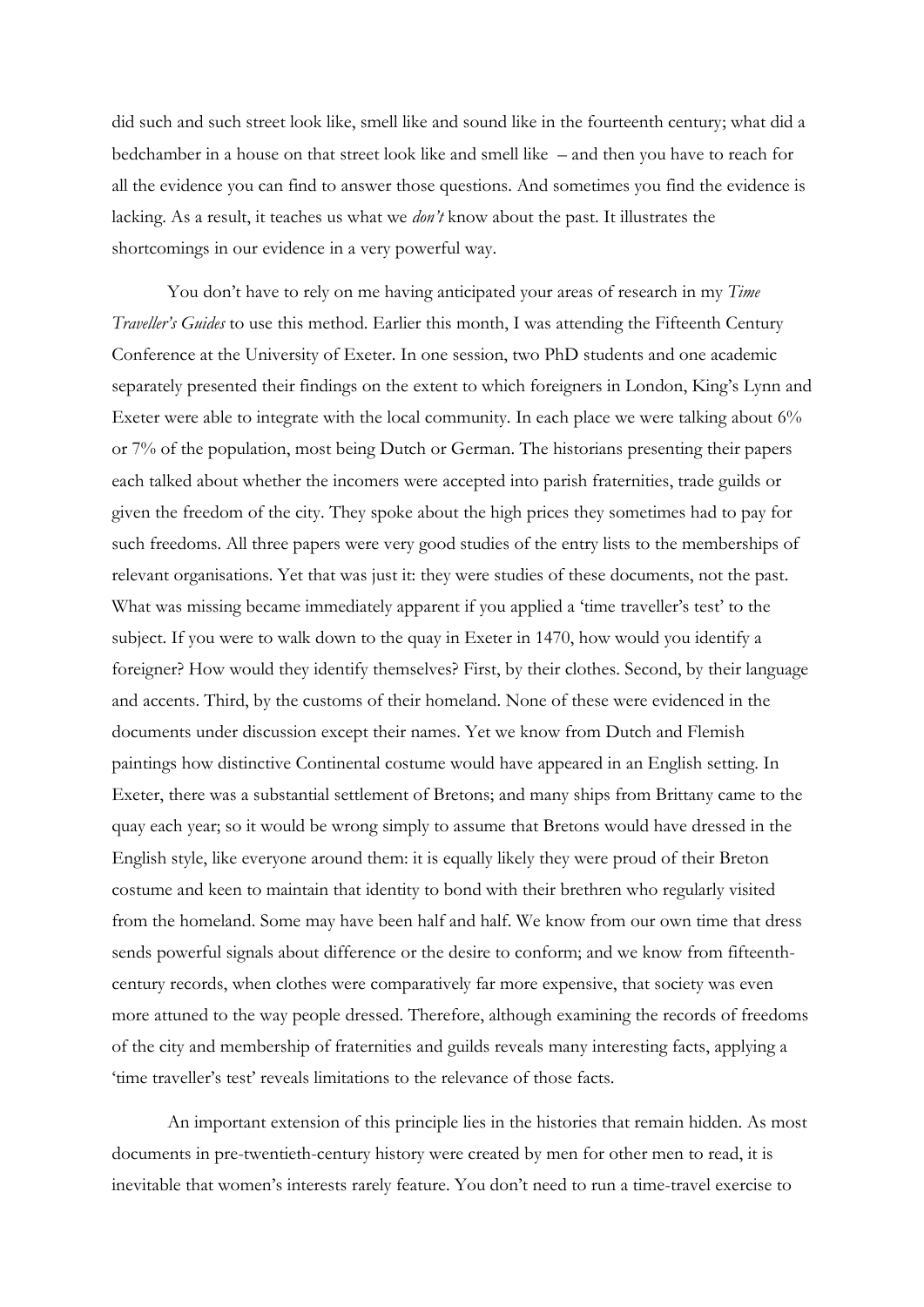did such and such street look like, smell like and sound like in the fourteenth century; what did a bedchamber in a house on that street look like and smell like – and then you have to reach for all the evidence you can find to answer those questions. And sometimes you find the evidence is lacking. As a result, it teaches us what we *don't* know about the past. It illustrates the shortcomings in our evidence in a very powerful way.

You don't have to rely on me having anticipated your areas of research in my *Time Traveller's Guides* to use this method. Earlier this month, I was attending the Fifteenth Century Conference at the University of Exeter. In one session, two PhD students and one academic separately presented their findings on the extent to which foreigners in London, King's Lynn and Exeter were able to integrate with the local community. In each place we were talking about 6% or 7% of the population, most being Dutch or German. The historians presenting their papers each talked about whether the incomers were accepted into parish fraternities, trade guilds or given the freedom of the city. They spoke about the high prices they sometimes had to pay for such freedoms. All three papers were very good studies of the entry lists to the memberships of relevant organisations. Yet that was just it: they were studies of these documents, not the past. What was missing became immediately apparent if you applied a 'time traveller's test' to the subject. If you were to walk down to the quay in Exeter in 1470, how would you identify a foreigner? How would they identify themselves? First, by their clothes. Second, by their language and accents. Third, by the customs of their homeland. None of these were evidenced in the documents under discussion except their names. Yet we know from Dutch and Flemish paintings how distinctive Continental costume would have appeared in an English setting. In Exeter, there was a substantial settlement of Bretons; and many ships from Brittany came to the quay each year; so it would be wrong simply to assume that Bretons would have dressed in the English style, like everyone around them: it is equally likely they were proud of their Breton costume and keen to maintain that identity to bond with their brethren who regularly visited from the homeland. Some may have been half and half. We know from our own time that dress sends powerful signals about difference or the desire to conform; and we know from fifteenth-century records, when clothes were comparatively far more expensive, that society was even more attuned to the way people dressed. Therefore, although examining the records of freedoms of the city and membership of fraternities and guilds reveals many interesting facts, applying a 'time traveller's test' reveals limitations to the relevance of those facts.

An important extension of this principle lies in the histories that remain hidden. As most documents in pre-twentieth-century history were created by men for other men to read, it is inevitable that women's interests rarely feature. You don't need to run a time-travel exercise to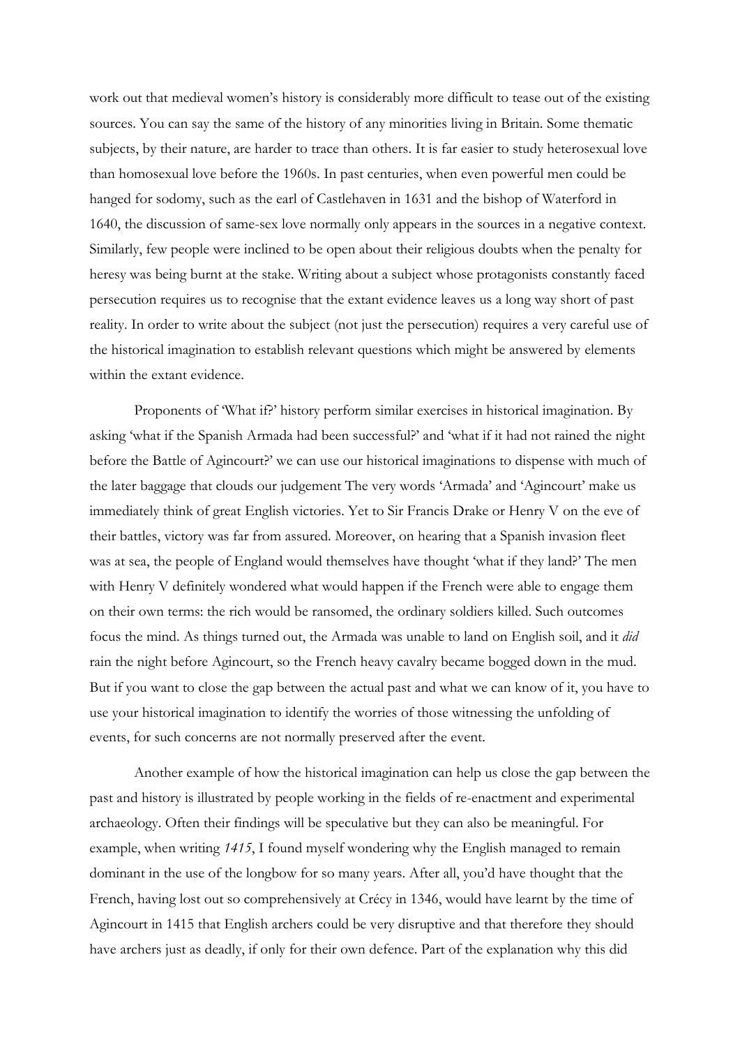work out that medieval women's history is considerably more difficult to tease out of the existing sources. You can say the same of the history of any minorities living in Britain. Some thematic subjects, by their nature, are harder to trace than others. It is far easier to study heterosexual love than homosexual love before the 1960s. In past centuries, when even powerful men could be hanged for sodomy, such as the earl of Castlehaven in 1631 and the bishop of Waterford in 1640, the discussion of same-sex love normally only appears in the sources in a negative context. Similarly, few people were inclined to be open about their religious doubts when the penalty for heresy was being burnt at the stake. Writing about a subject whose protagonists constantly faced persecution requires us to recognise that the extant evidence leaves us a long way short of past reality. In order to write about the subject (not just the persecution) requires a very careful use of the historical imagination to establish relevant questions which might be answered by elements within the extant evidence.

Proponents of 'What if?' history perform similar exercises in historical imagination. By asking 'what if the Spanish Armada had been successful?' and 'what if it had not rained the night before the Battle of Agincourt?' we can use our historical imaginations to dispense with much of the later baggage that clouds our judgement The very words 'Armada' and 'Agincourt' make us immediately think of great English victories. Yet to Sir Francis Drake or Henry V on the eve of their battles, victory was far from assured. Moreover, on hearing that a Spanish invasion fleet was at sea, the people of England would themselves have thought 'what if they land?' The men with Henry V definitely wondered what would happen if the French were able to engage them on their own terms: the rich would be ransomed, the ordinary soldiers killed. Such outcomes focus the mind. As things turned out, the Armada was unable to land on English soil, and it *did* rain the night before Agincourt, so the French heavy cavalry became bogged down in the mud. But if you want to close the gap between the actual past and what we can know of it, you have to use your historical imagination to identify the worries of those witnessing the unfolding of events, for such concerns are not normally preserved after the event.

Another example of how the historical imagination can help us close the gap between the past and history is illustrated by people working in the fields of re-enactment and experimental archaeology. Often their findings will be speculative but they can also be meaningful. For example, when writing *1415*, I found myself wondering why the English managed to remain dominant in the use of the longbow for so many years. After all, you'd have thought that the French, having lost out so comprehensively at Crécy in 1346, would have learnt by the time of Agincourt in 1415 that English archers could be very disruptive and that therefore they should have archers just as deadly, if only for their own defence. Part of the explanation why this did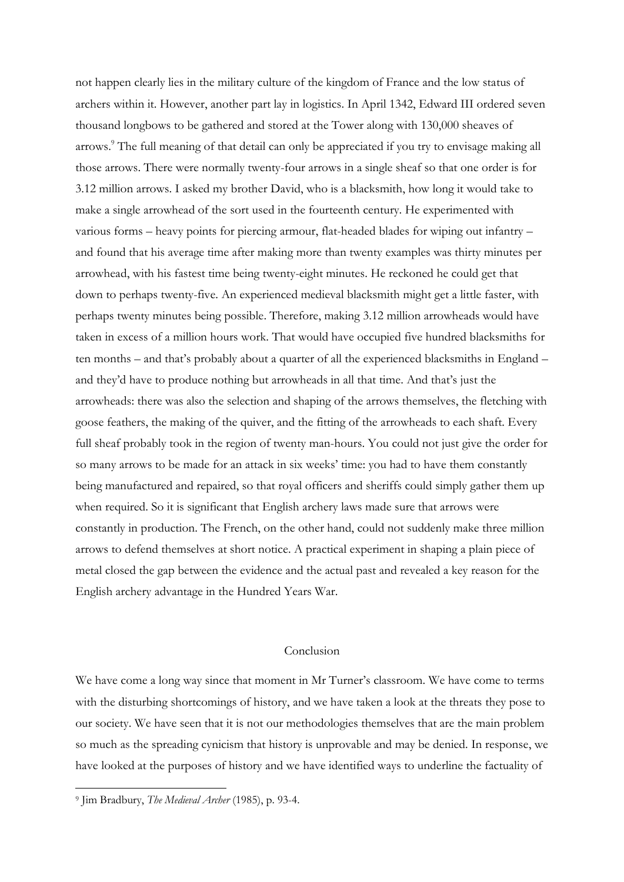not happen clearly lies in the military culture of the kingdom of France and the low status of archers within it. However, another part lay in logistics. In April 1342, Edward III ordered seven thousand longbows to be gathered and stored at the Tower along with 130,000 sheaves of arrows.[9] The full meaning of that detail can only be appreciated if you try to envisage making all those arrows. There were normally twenty-four arrows in a single sheaf so that one order is for 3.12 million arrows. I asked my brother David, who is a blacksmith, how long it would take to make a single arrowhead of the sort used in the fourteenth century. He experimented with various forms – heavy points for piercing armour, flat-headed blades for wiping out infantry – and found that his average time after making more than twenty examples was thirty minutes per arrowhead, with his fastest time being twenty-eight minutes. He reckoned he could get that down to perhaps twenty-five. An experienced medieval blacksmith might get a little faster, with perhaps twenty minutes being possible. Therefore, making 3.12 million arrowheads would have taken in excess of a million hours work. That would have occupied five hundred blacksmiths for ten months – and that's probably about a quarter of all the experienced blacksmiths in England – and they'd have to produce nothing but arrowheads in all that time. And that's just the arrowheads: there was also the selection and shaping of the arrows themselves, the fletching with goose feathers, the making of the quiver, and the fitting of the arrowheads to each shaft. Every full sheaf probably took in the region of twenty man-hours. You could not just give the order for so many arrows to be made for an attack in six weeks' time: you had to have them constantly being manufactured and repaired, so that royal officers and sheriffs could simply gather them up when required. So it is significant that English archery laws made sure that arrows were constantly in production. The French, on the other hand, could not suddenly make three million arrows to defend themselves at short notice. A practical experiment in shaping a plain piece of metal closed the gap between the evidence and the actual past and revealed a key reason for the English archery advantage in the Hundred Years War.

## Conclusion

We have come a long way since that moment in Mr Turner's classroom. We have come to terms with the disturbing shortcomings of history, and we have taken a look at the threats they pose to our society. We have seen that it is not our methodologies themselves that are the main problem so much as the spreading cynicism that history is unprovable and may be denied. In response, we have looked at the purposes of history and we have identified ways to underline the factuality of

---

[9] Jim Bradbury, *The Medieval Archer* (1985), p. 93-4.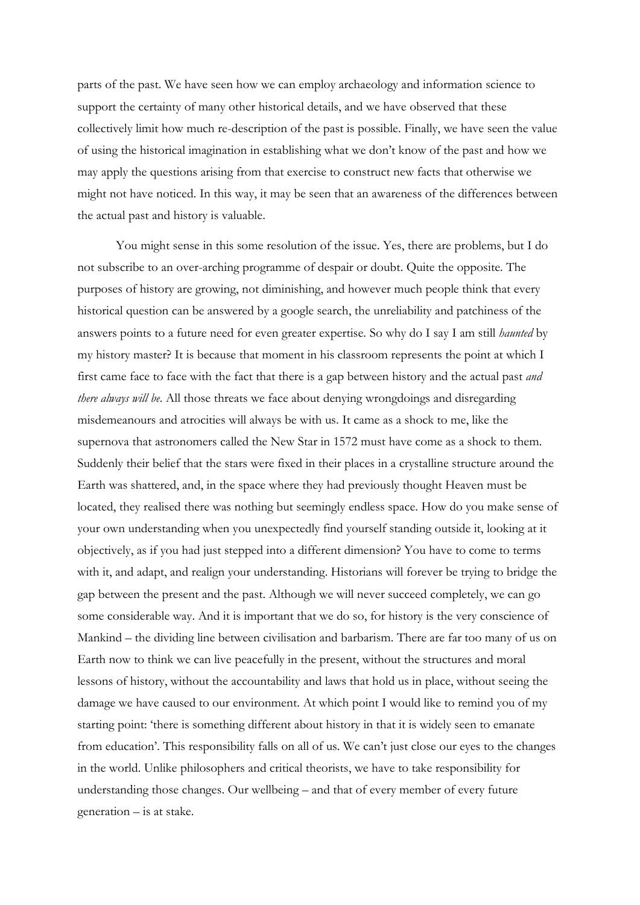parts of the past. We have seen how we can employ archaeology and information science to support the certainty of many other historical details, and we have observed that these collectively limit how much re-description of the past is possible. Finally, we have seen the value of using the historical imagination in establishing what we don't know of the past and how we may apply the questions arising from that exercise to construct new facts that otherwise we might not have noticed. In this way, it may be seen that an awareness of the differences between the actual past and history is valuable.

You might sense in this some resolution of the issue. Yes, there are problems, but I do not subscribe to an over-arching programme of despair or doubt. Quite the opposite. The purposes of history are growing, not diminishing, and however much people think that every historical question can be answered by a google search, the unreliability and patchiness of the answers points to a future need for even greater expertise. So why do I say I am still *haunted* by my history master? It is because that moment in his classroom represents the point at which I first came face to face with the fact that there is a gap between history and the actual past *and there always will be*. All those threats we face about denying wrongdoings and disregarding misdemeanours and atrocities will always be with us. It came as a shock to me, like the supernova that astronomers called the New Star in 1572 must have come as a shock to them. Suddenly their belief that the stars were fixed in their places in a crystalline structure around the Earth was shattered, and, in the space where they had previously thought Heaven must be located, they realised there was nothing but seemingly endless space. How do you make sense of your own understanding when you unexpectedly find yourself standing outside it, looking at it objectively, as if you had just stepped into a different dimension? You have to come to terms with it, and adapt, and realign your understanding. Historians will forever be trying to bridge the gap between the present and the past. Although we will never succeed completely, we can go some considerable way. And it is important that we do so, for history is the very conscience of Mankind – the dividing line between civilisation and barbarism. There are far too many of us on Earth now to think we can live peacefully in the present, without the structures and moral lessons of history, without the accountability and laws that hold us in place, without seeing the damage we have caused to our environment. At which point I would like to remind you of my starting point: 'there is something different about history in that it is widely seen to emanate from education'. This responsibility falls on all of us. We can't just close our eyes to the changes in the world. Unlike philosophers and critical theorists, we have to take responsibility for understanding those changes. Our wellbeing – and that of every member of every future generation – is at stake.